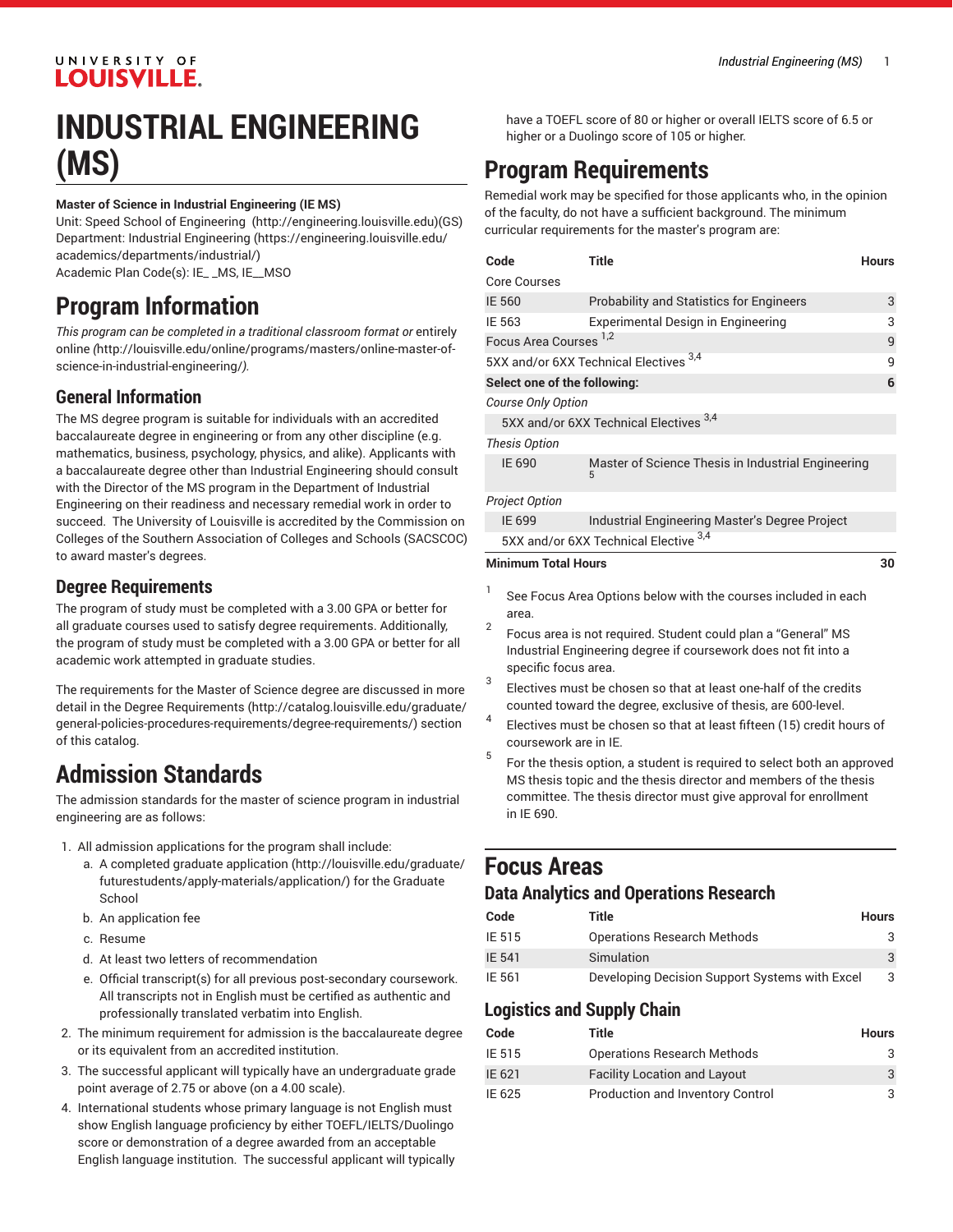# INDUSTRIAL ENGINEERING (MS)

**Master of Science in Industrial Engineering (IE MS)**

Unit: Speed School of Engineering (http://engineering.louisville.edu)(GS)
Department: Industrial Engineering (https://engineering.louisville.edu/academics/departments/industrial/)
Academic Plan Code(s): IE_ _MS, IE__MSO

## Program Information

*This program can be completed in a traditional classroom format or* entirely online *(*http://louisville.edu/online/programs/masters/online-master-of-science-in-industrial-engineering/*).*

### General Information

The MS degree program is suitable for individuals with an accredited baccalaureate degree in engineering or from any other discipline (e.g. mathematics, business, psychology, physics, and alike). Applicants with a baccalaureate degree other than Industrial Engineering should consult with the Director of the MS program in the Department of Industrial Engineering on their readiness and necessary remedial work in order to succeed. The University of Louisville is accredited by the Commission on Colleges of the Southern Association of Colleges and Schools (SACSCOC) to award master's degrees.

### Degree Requirements

The program of study must be completed with a 3.00 GPA or better for all graduate courses used to satisfy degree requirements. Additionally, the program of study must be completed with a 3.00 GPA or better for all academic work attempted in graduate studies.

The requirements for the Master of Science degree are discussed in more detail in the Degree Requirements (http://catalog.louisville.edu/graduate/general-policies-procedures-requirements/degree-requirements/) section of this catalog.

## Admission Standards

The admission standards for the master of science program in industrial engineering are as follows:

1. All admission applications for the program shall include:
   a. A completed graduate application (http://louisville.edu/graduate/futurestudents/apply-materials/application/) for the Graduate School
   b. An application fee
   c. Resume
   d. At least two letters of recommendation
   e. Official transcript(s) for all previous post-secondary coursework. All transcripts not in English must be certified as authentic and professionally translated verbatim into English.
2. The minimum requirement for admission is the baccalaureate degree or its equivalent from an accredited institution.
3. The successful applicant will typically have an undergraduate grade point average of 2.75 or above (on a 4.00 scale).
4. International students whose primary language is not English must show English language proficiency by either TOEFL/IELTS/Duolingo score or demonstration of a degree awarded from an acceptable English language institution. The successful applicant will typically have a TOEFL score of 80 or higher or overall IELTS score of 6.5 or higher or a Duolingo score of 105 or higher.

## Program Requirements

Remedial work may be specified for those applicants who, in the opinion of the faculty, do not have a sufficient background. The minimum curricular requirements for the master's program are:

| Code | Title | Hours |
|---|---|---|
| Core Courses | | |
| IE 560 | Probability and Statistics for Engineers | 3 |
| IE 563 | Experimental Design in Engineering | 3 |
| Focus Area Courses [1,2] | | 9 |
| 5XX and/or 6XX Technical Electives [3,4] | | 9 |
| **Select one of the following:** | | **6** |
| *Course Only Option* | | |
| 5XX and/or 6XX Technical Electives [3,4] | | |
| *Thesis Option* | | |
| IE 690 | Master of Science Thesis in Industrial Engineering [5] | |
| *Project Option* | | |
| IE 699 | Industrial Engineering Master's Degree Project | |
| 5XX and/or 6XX Technical Elective [3,4] | | |
| **Minimum Total Hours** | | **30** |

1. See Focus Area Options below with the courses included in each area.
2. Focus area is not required. Student could plan a "General" MS Industrial Engineering degree if coursework does not fit into a specific focus area.
3. Electives must be chosen so that at least one-half of the credits counted toward the degree, exclusive of thesis, are 600-level.
4. Electives must be chosen so that at least fifteen (15) credit hours of coursework are in IE.
5. For the thesis option, a student is required to select both an approved MS thesis topic and the thesis director and members of the thesis committee. The thesis director must give approval for enrollment in IE 690.

## Focus Areas

### Data Analytics and Operations Research

| Code | Title | Hours |
|---|---|---|
| IE 515 | Operations Research Methods | 3 |
| IE 541 | Simulation | 3 |
| IE 561 | Developing Decision Support Systems with Excel | 3 |

### Logistics and Supply Chain

| Code | Title | Hours |
|---|---|---|
| IE 515 | Operations Research Methods | 3 |
| IE 621 | Facility Location and Layout | 3 |
| IE 625 | Production and Inventory Control | 3 |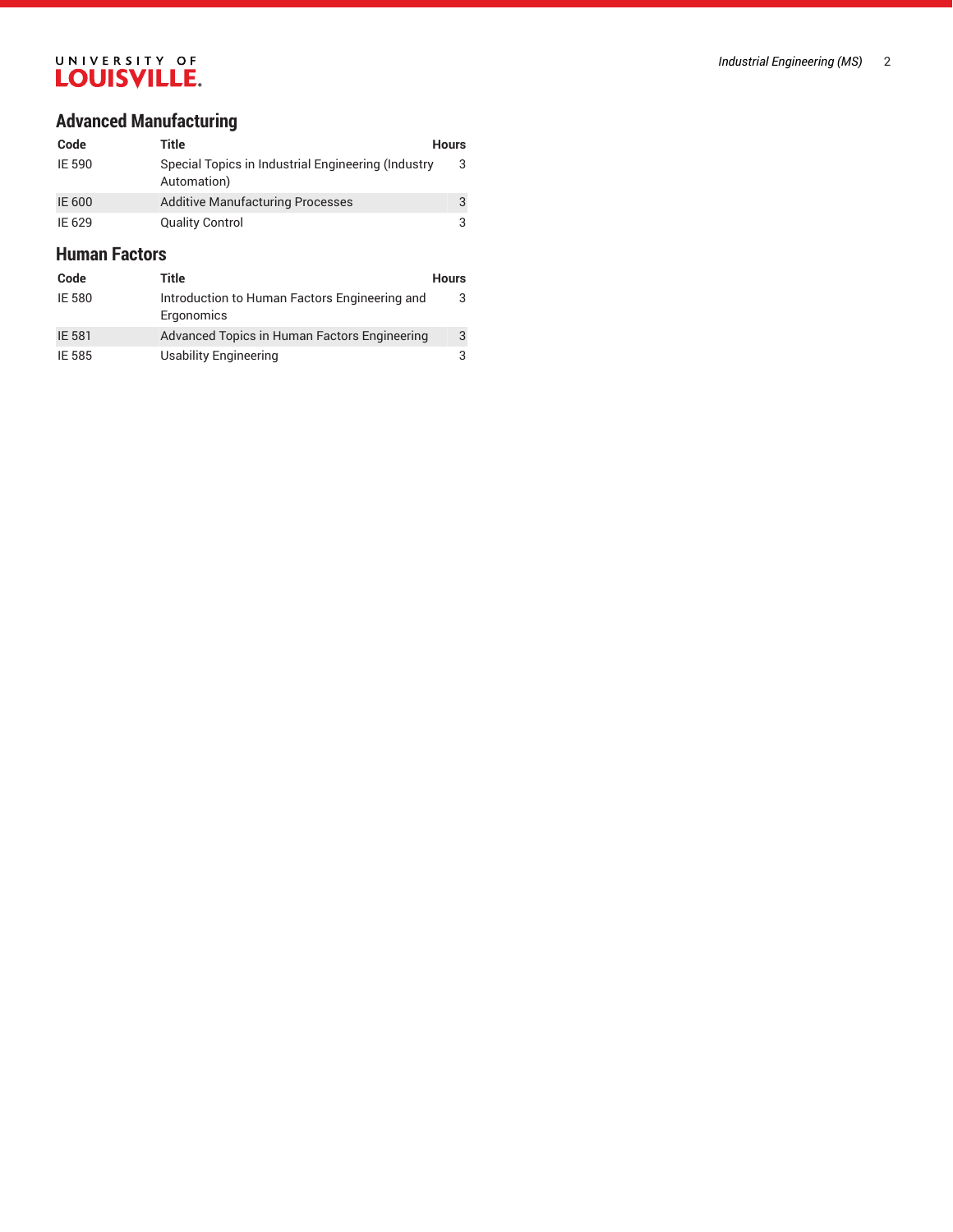## Advanced Manufacturing

| Code | Title | Hours |
| --- | --- | --- |
| IE 590 | Special Topics in Industrial Engineering (Industry Automation) | 3 |
| IE 600 | Additive Manufacturing Processes | 3 |
| IE 629 | Quality Control | 3 |

## Human Factors

| Code | Title | Hours |
| --- | --- | --- |
| IE 580 | Introduction to Human Factors Engineering and Ergonomics | 3 |
| IE 581 | Advanced Topics in Human Factors Engineering | 3 |
| IE 585 | Usability Engineering | 3 |